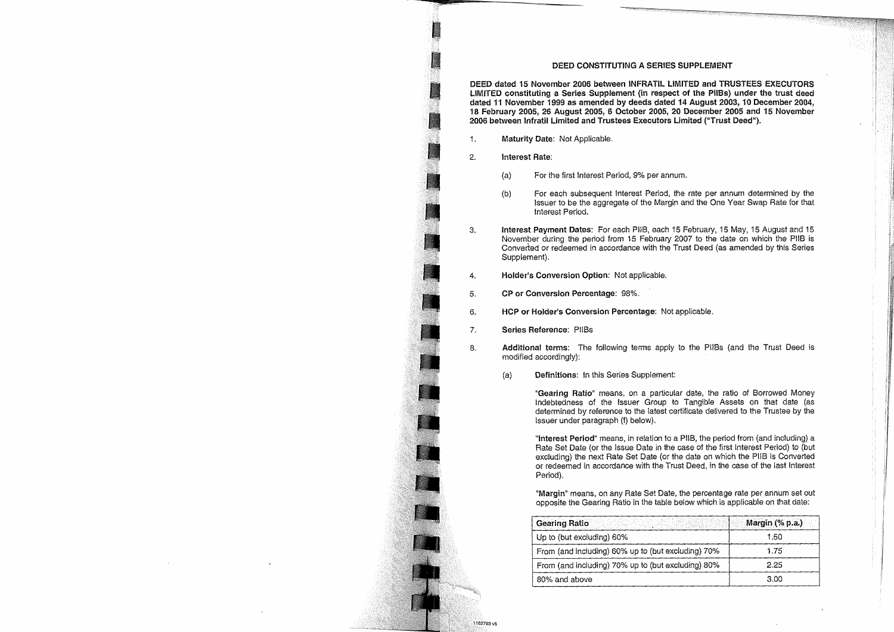# DEED CONSTITUTING A SERIES SUPPLEMENT

**DEED dated 15 November 2006 between INFRATIL LIMITED and TRUSTEES EXECUTORS LIMITED constituting a Series Supplement (in respect of the PIIBs) under the trust deed dated 11 November 1999 as amended by deeds dated 14 August 2003, 10 December 2004, 18 February 2005, 26 August 2005, 6 October 2005, 20 December 2005 and 15 November 2006 between Infratil Limited and Trustees Executors Limited ("Trust Deed").**

1. **Maturity Date**: Not Applicable.

2. **Interest Rate**:

   (a) For the first Interest Period, 9% per annum.

   (b) For each subsequent Interest Period, the rate per annum determined by the Issuer to be the aggregate of the Margin and the One Year Swap Rate for that Interest Period.

3. **Interest Payment Dates**: For each PIIB, each 15 February, 15 May, 15 August and 15 November during the period from 15 February 2007 to the date on which the PIIB is Converted or redeemed in accordance with the Trust Deed (as amended by this Series Supplement).

4. **Holder's Conversion Option**: Not applicable.

5. **CP or Conversion Percentage**: 98%.

6. **HCP or Holder's Conversion Percentage**: Not applicable.

7. **Series Reference**: PIIBs

8. **Additional terms**: The following terms apply to the PIIBs (and the Trust Deed is modified accordingly):

   (a) **Definitions**: In this Series Supplement:

   "**Gearing Ratio**" means, on a particular date, the ratio of Borrowed Money Indebtedness of the Issuer Group to Tangible Assets on that date (as determined by reference to the latest certificate delivered to the Trustee by the Issuer under paragraph (f) below).

   "**Interest Period**" means, in relation to a PIIB, the period from (and including) a Rate Set Date (or the Issue Date in the case of the first Interest Period) to (but excluding) the next Rate Set Date (or the date on which the PIIB is Converted or redeemed in accordance with the Trust Deed, in the case of the last Interest Period).

   "**Margin**" means, on any Rate Set Date, the percentage rate per annum set out opposite the Gearing Ratio in the table below which is applicable on that date:

| Gearing Ratio | Margin (% p.a.) |
|---|---|
| Up to (but excluding) 60% | 1.50 |
| From (and including) 60% up to (but excluding) 70% | 1.75 |
| From (and including) 70% up to (but excluding) 80% | 2.25 |
| 80% and above | 3.00 |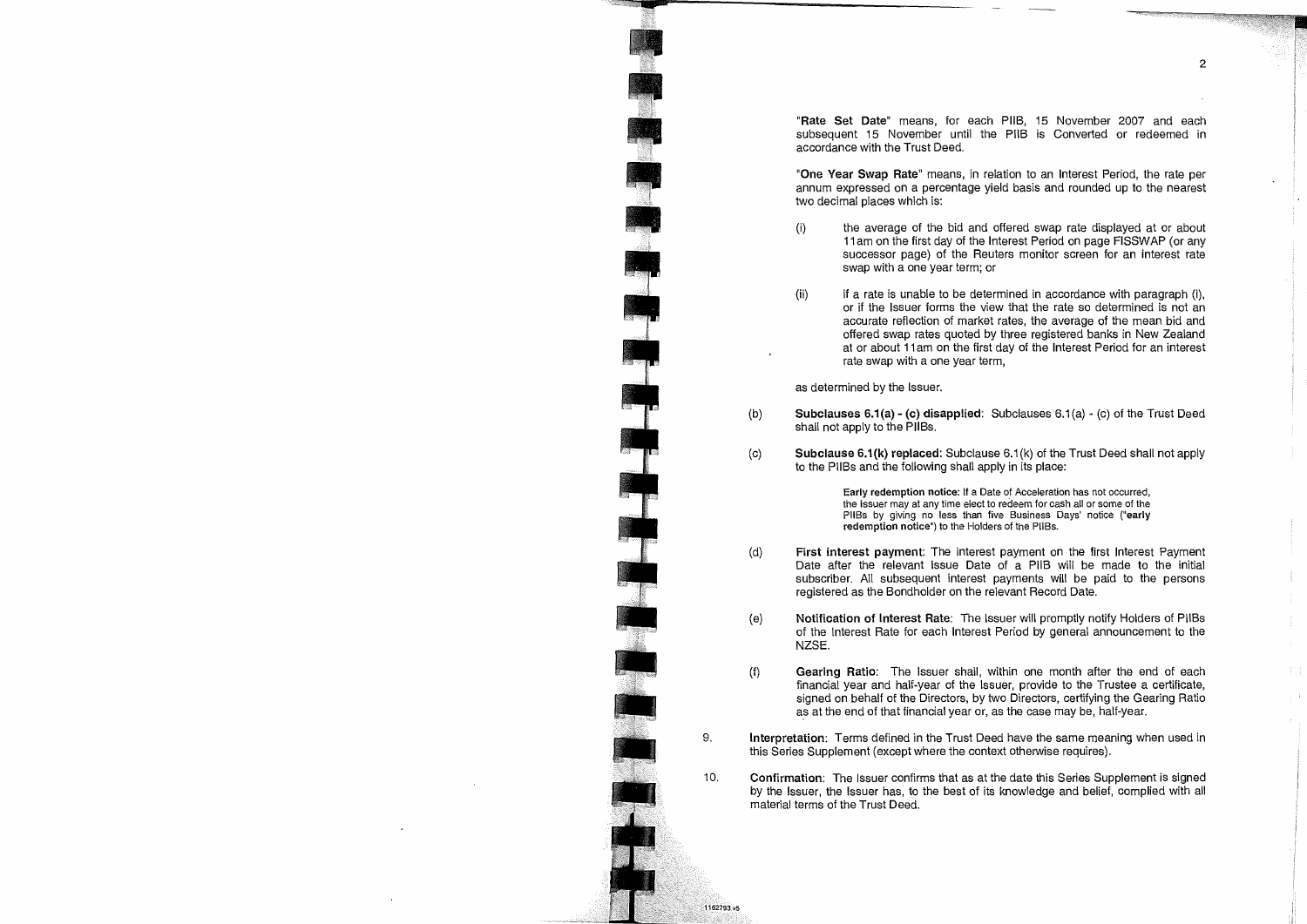"**Rate Set Date**" means, for each PIIB, 15 November 2007 and each subsequent 15 November until the PIIB is Converted or redeemed in accordance with the Trust Deed.

"**One Year Swap Rate**" means, in relation to an Interest Period, the rate per annum expressed on a percentage yield basis and rounded up to the nearest two decimal places which is:

(i) the average of the bid and offered swap rate displayed at or about 11am on the first day of the Interest Period on page FISSWAP (or any successor page) of the Reuters monitor screen for an interest rate swap with a one year term; or

(ii) if a rate is unable to be determined in accordance with paragraph (i), or if the Issuer forms the view that the rate so determined is not an accurate reflection of market rates, the average of the mean bid and offered swap rates quoted by three registered banks in New Zealand at or about 11am on the first day of the Interest Period for an interest rate swap with a one year term,

as determined by the Issuer.

(b) **Subclauses 6.1(a) - (c) disapplied**: Subclauses 6.1(a) - (c) of the Trust Deed shall not apply to the PIIBs.

(c) **Subclause 6.1(k) replaced**: Subclause 6.1(k) of the Trust Deed shall not apply to the PIIBs and the following shall apply in its place:

> **Early redemption notice:** If a Date of Acceleration has not occurred, the Issuer may at any time elect to redeem for cash all or some of the PIIBs by giving no less than five Business Days' notice ("**early redemption notice**") to the Holders of the PIIBs.

(d) **First interest payment**: The interest payment on the first Interest Payment Date after the relevant Issue Date of a PIIB will be made to the initial subscriber. All subsequent interest payments will be paid to the persons registered as the Bondholder on the relevant Record Date.

(e) **Notification of Interest Rate**: The Issuer will promptly notify Holders of PIIBs of the Interest Rate for each Interest Period by general announcement to the NZSE.

(f) **Gearing Ratio**: The Issuer shall, within one month after the end of each financial year and half-year of the Issuer, provide to the Trustee a certificate, signed on behalf of the Directors, by two Directors, certifying the Gearing Ratio as at the end of that financial year or, as the case may be, half-year.

9. **Interpretation**: Terms defined in the Trust Deed have the same meaning when used in this Series Supplement (except where the context otherwise requires).

10. **Confirmation**: The Issuer confirms that as at the date this Series Supplement is signed by the Issuer, the Issuer has, to the best of its knowledge and belief, complied with all material terms of the Trust Deed.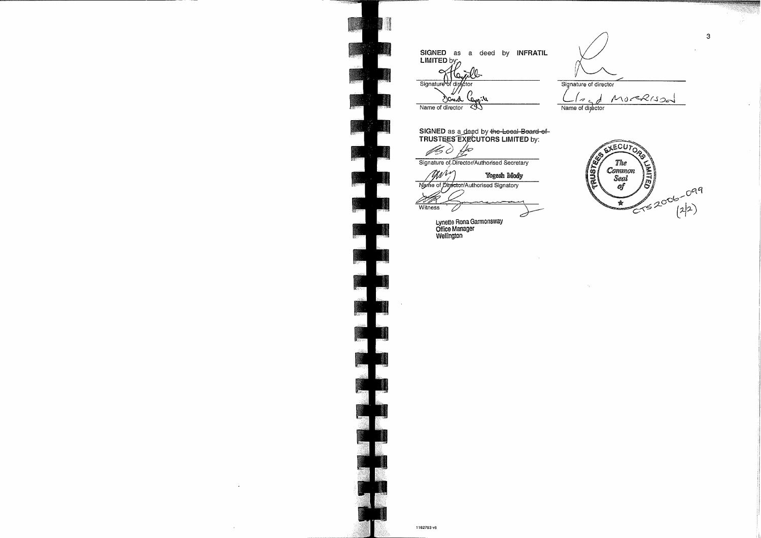**SIGNED** as a deed by **INFRATIL LIMITED** by:

Signature of director

David Caygill

Name of director

Signature of director

Lloyd Morrison

Name of director

**SIGNED** as a deed by ~~the Local Board of~~ **TRUSTEES EXECUTORS LIMITED** by:

Signature of Director/Authorised Secretary

Yogesh Mody

Name of Director/Authorised Signatory

Witness

Lynette Rona Garmonsway
Office Manager
Wellington

TRUSTEES EXECUTORS LIMITED
The Common Seal of

CTS 2006-099
(2/2)

1162793 v5